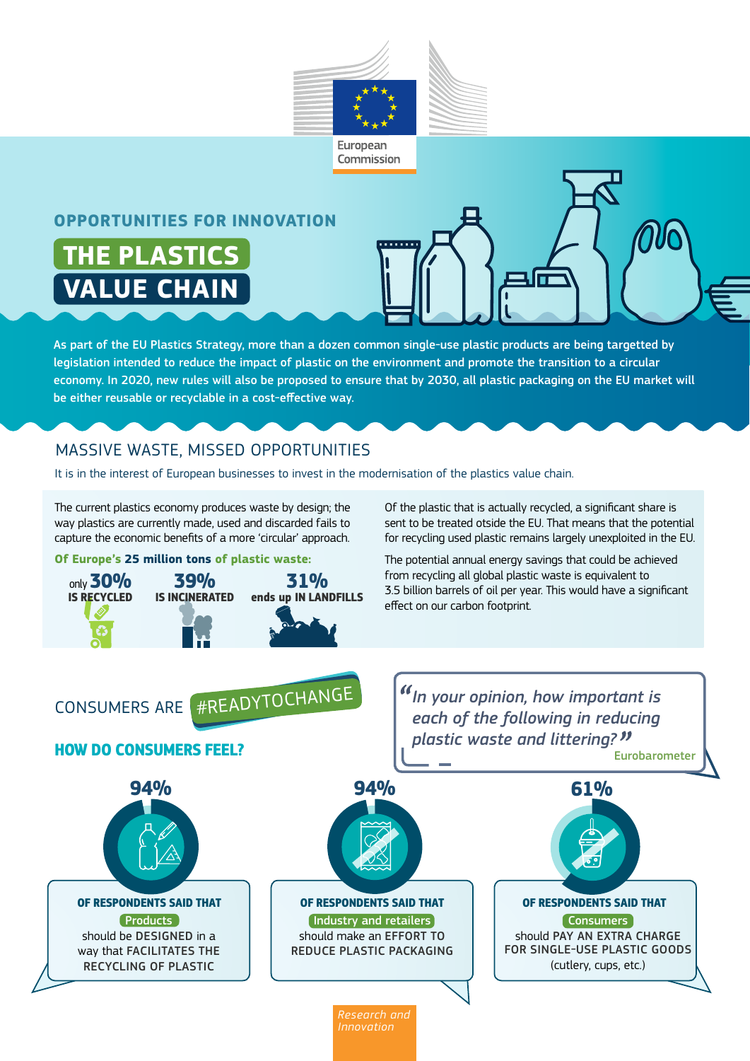European Commission

## OPPORTUNITIES FOR INNOVATION

# THE PLASTICS VALUE CHAIN

As part of the EU Plastics Strategy, more than a dozen common single-use plastic products are being targetted by legislation intended to reduce the impact of plastic on the environment and promote the transition to a circular economy. In 2020, new rules will also be proposed to ensure that by 2030, all plastic packaging on the EU market will be either reusable or recyclable in a cost-effective way.

## MASSIVE WASTE, MISSED OPPORTUNITIES

It is in the interest of European businesses to invest in the modernisation of the plastics value chain.

The current plastics economy produces waste by design; the way plastics are currently made, used and discarded fails to capture the economic benefits of a more 'circular' approach.

**Of Europe's 25 million tons of plastic waste:**

- only **30% IS RECYCLED**
- **39% IS INCINERATED**
- **31% ends up IN LANDFILLS**

Of the plastic that is actually recycled, a significant share is sent to be treated otside the EU. That means that the potential for recycling used plastic remains largely unexploited in the EU.

The potential annual energy savings that could be achieved from recycling all global plastic waste is equivalent to 3.5 billion barrels of oil per year. This would have a significant effect on our carbon footprint.

## CONSUMERS ARE #READYTOCHANGE

### HOW DO CONSUMERS FEEL?

*"In your opinion, how important is each of the following in reducing plastic waste and littering?"* Eurobarometer

**94%** OF RESPONDENTS SAID THAT **Products** should be DESIGNED in a way that FACILITATES THE RECYCLING OF PLASTIC

**94%** OF RESPONDENTS SAID THAT **Industry and retailers** should make an EFFORT TO REDUCE PLASTIC PACKAGING

**61%** OF RESPONDENTS SAID THAT **Consumers** should PAY AN EXTRA CHARGE FOR SINGLE-USE PLASTIC GOODS (cutlery, cups, etc.)

Research and Innovation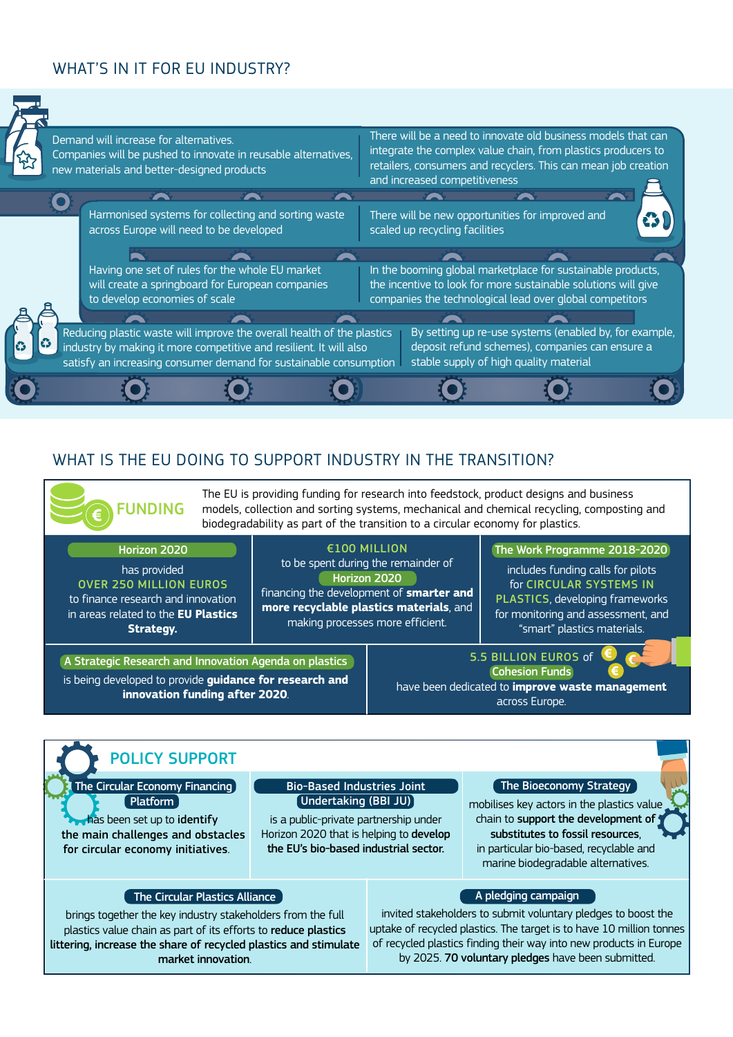## WHAT'S IN IT FOR EU INDUSTRY?

Demand will increase for alternatives. Companies will be pushed to innovate in reusable alternatives, new materials and better-designed products

There will be a need to innovate old business models that can integrate the complex value chain, from plastics producers to retailers, consumers and recyclers. This can mean job creation and increased competitiveness

Harmonised systems for collecting and sorting waste across Europe will need to be developed

There will be new opportunities for improved and scaled up recycling facilities

Having one set of rules for the whole EU market will create a springboard for European companies to develop economies of scale

In the booming global marketplace for sustainable products, the incentive to look for more sustainable solutions will give companies the technological lead over global competitors

Reducing plastic waste will improve the overall health of the plastics industry by making it more competitive and resilient. It will also satisfy an increasing consumer demand for sustainable consumption

By setting up re-use systems (enabled by, for example, deposit refund schemes), companies can ensure a stable supply of high quality material

## WHAT IS THE EU DOING TO SUPPORT INDUSTRY IN THE TRANSITION?

### FUNDING

The EU is providing funding for research into feedstock, product designs and business models, collection and sorting systems, mechanical and chemical recycling, composting and biodegradability as part of the transition to a circular economy for plastics.

**Horizon 2020** has provided **OVER 250 MILLION EUROS** to finance research and innovation in areas related to the **EU Plastics Strategy.**

**€100 MILLION** to be spent during the remainder of **Horizon 2020** financing the development of **smarter and more recyclable plastics materials**, and making processes more efficient.

**The Work Programme 2018-2020** includes funding calls for pilots for **CIRCULAR SYSTEMS IN PLASTICS**, developing frameworks for monitoring and assessment, and "smart" plastics materials.

**A Strategic Research and Innovation Agenda on plastics** is being developed to provide **guidance for research and innovation funding after 2020**.

**5.5 BILLION EUROS** of **Cohesion Funds** have been dedicated to **improve waste management** across Europe.

### POLICY SUPPORT

**The Circular Economy Financing Platform** has been set up to **identify the main challenges and obstacles for circular economy initiatives**.

**Bio-Based Industries Joint Undertaking (BBI JU)** is a public-private partnership under Horizon 2020 that is helping to **develop the EU's bio-based industrial sector**.

**The Bioeconomy Strategy** mobilises key actors in the plastics value chain to **support the development of substitutes to fossil resources**, in particular bio-based, recyclable and marine biodegradable alternatives.

**The Circular Plastics Alliance** brings together the key industry stakeholders from the full plastics value chain as part of its efforts to **reduce plastics littering, increase the share of recycled plastics and stimulate market innovation**.

**A pledging campaign** invited stakeholders to submit voluntary pledges to boost the uptake of recycled plastics. The target is to have 10 million tonnes of recycled plastics finding their way into new products in Europe by 2025. **70 voluntary pledges** have been submitted.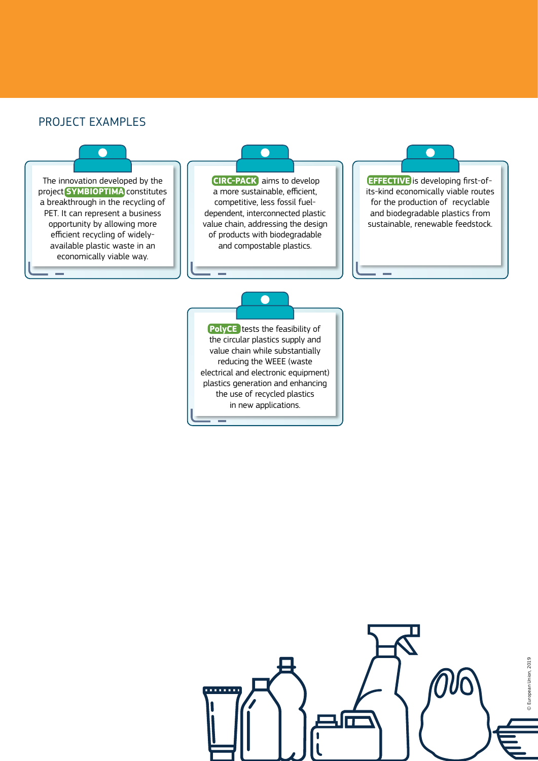## PROJECT EXAMPLES

The innovation developed by the project **SYMBIOPTIMA** constitutes a breakthrough in the recycling of PET. It can represent a business opportunity by allowing more efficient recycling of widely-available plastic waste in an economically viable way.

**CIRC-PACK** aims to develop a more sustainable, efficient, competitive, less fossil fuel-dependent, interconnected plastic value chain, addressing the design of products with biodegradable and compostable plastics.

**EFFECTIVE** is developing first-of-its-kind economically viable routes for the production of recyclable and biodegradable plastics from sustainable, renewable feedstock.

**PolyCE** tests the feasibility of the circular plastics supply and value chain while substantially reducing the WEEE (waste electrical and electronic equipment) plastics generation and enhancing the use of recycled plastics in new applications.

© European Union, 2019